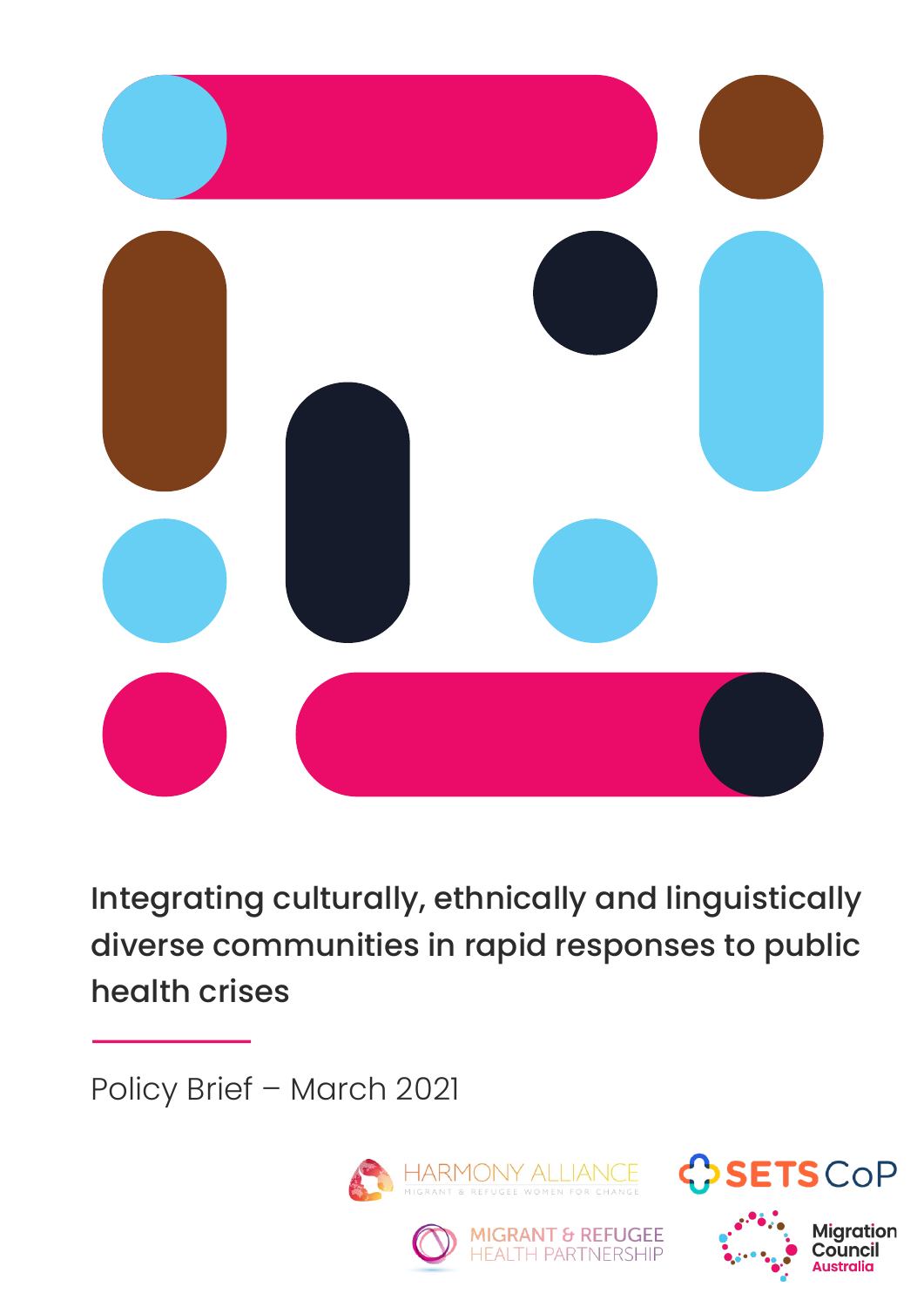# Integrating culturally, ethnically and linguistically diverse communities in rapid responses to public health crises

Policy Brief – March 2021

HARMONY ALLIANCE
MIGRANT & REFUGEE WOMEN FOR CHANGE

SETS CoP

MIGRANT & REFUGEE HEALTH PARTNERSHIP

Migration Council Australia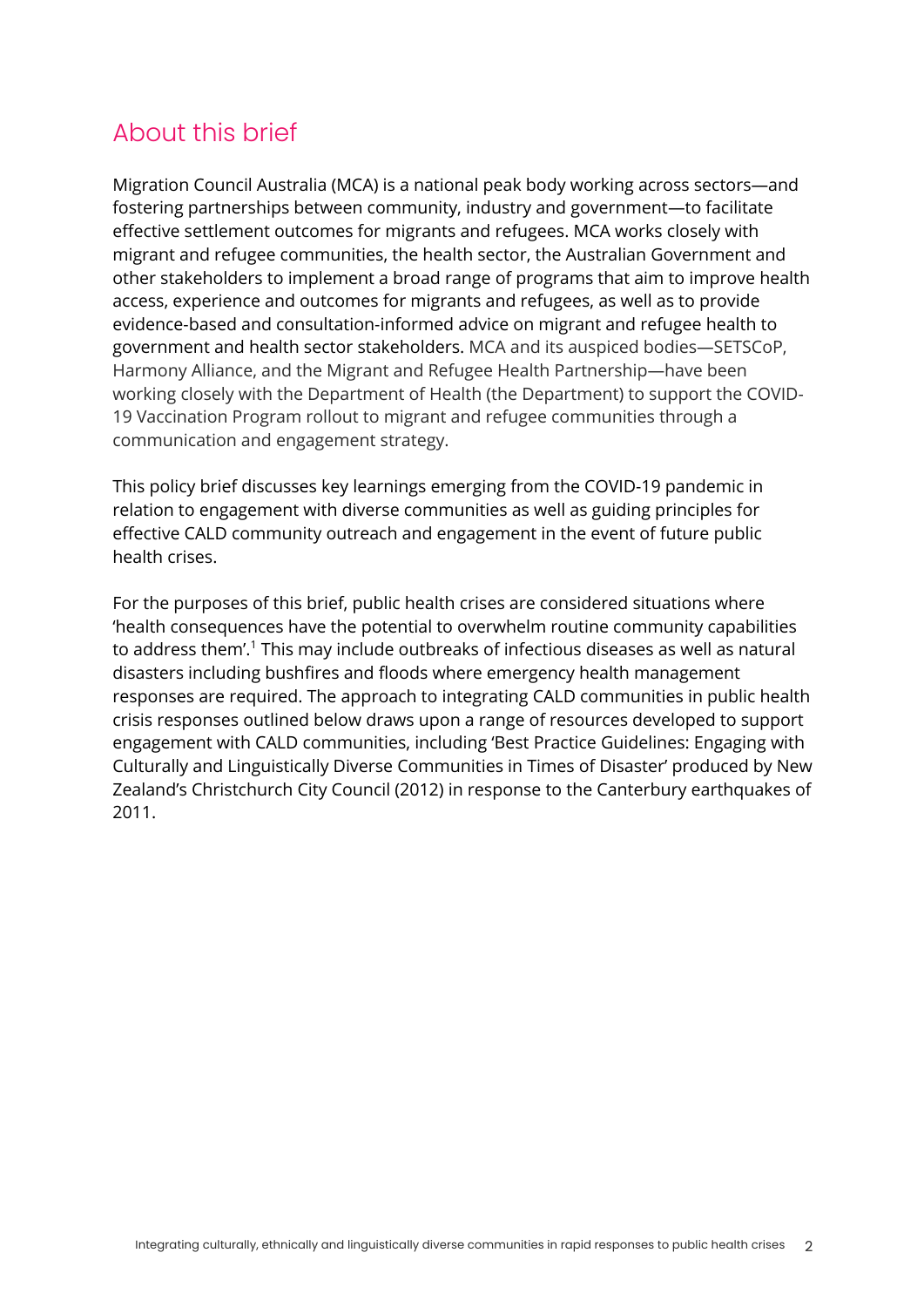## About this brief

Migration Council Australia (MCA) is a national peak body working across sectors—and fostering partnerships between community, industry and government—to facilitate effective settlement outcomes for migrants and refugees. MCA works closely with migrant and refugee communities, the health sector, the Australian Government and other stakeholders to implement a broad range of programs that aim to improve health access, experience and outcomes for migrants and refugees, as well as to provide evidence-based and consultation-informed advice on migrant and refugee health to government and health sector stakeholders. MCA and its auspiced bodies—SETSCoP, Harmony Alliance, and the Migrant and Refugee Health Partnership—have been working closely with the Department of Health (the Department) to support the COVID-19 Vaccination Program rollout to migrant and refugee communities through a communication and engagement strategy.

This policy brief discusses key learnings emerging from the COVID-19 pandemic in relation to engagement with diverse communities as well as guiding principles for effective CALD community outreach and engagement in the event of future public health crises.

For the purposes of this brief, public health crises are considered situations where 'health consequences have the potential to overwhelm routine community capabilities to address them'.[1] This may include outbreaks of infectious diseases as well as natural disasters including bushfires and floods where emergency health management responses are required. The approach to integrating CALD communities in public health crisis responses outlined below draws upon a range of resources developed to support engagement with CALD communities, including 'Best Practice Guidelines: Engaging with Culturally and Linguistically Diverse Communities in Times of Disaster' produced by New Zealand's Christchurch City Council (2012) in response to the Canterbury earthquakes of 2011.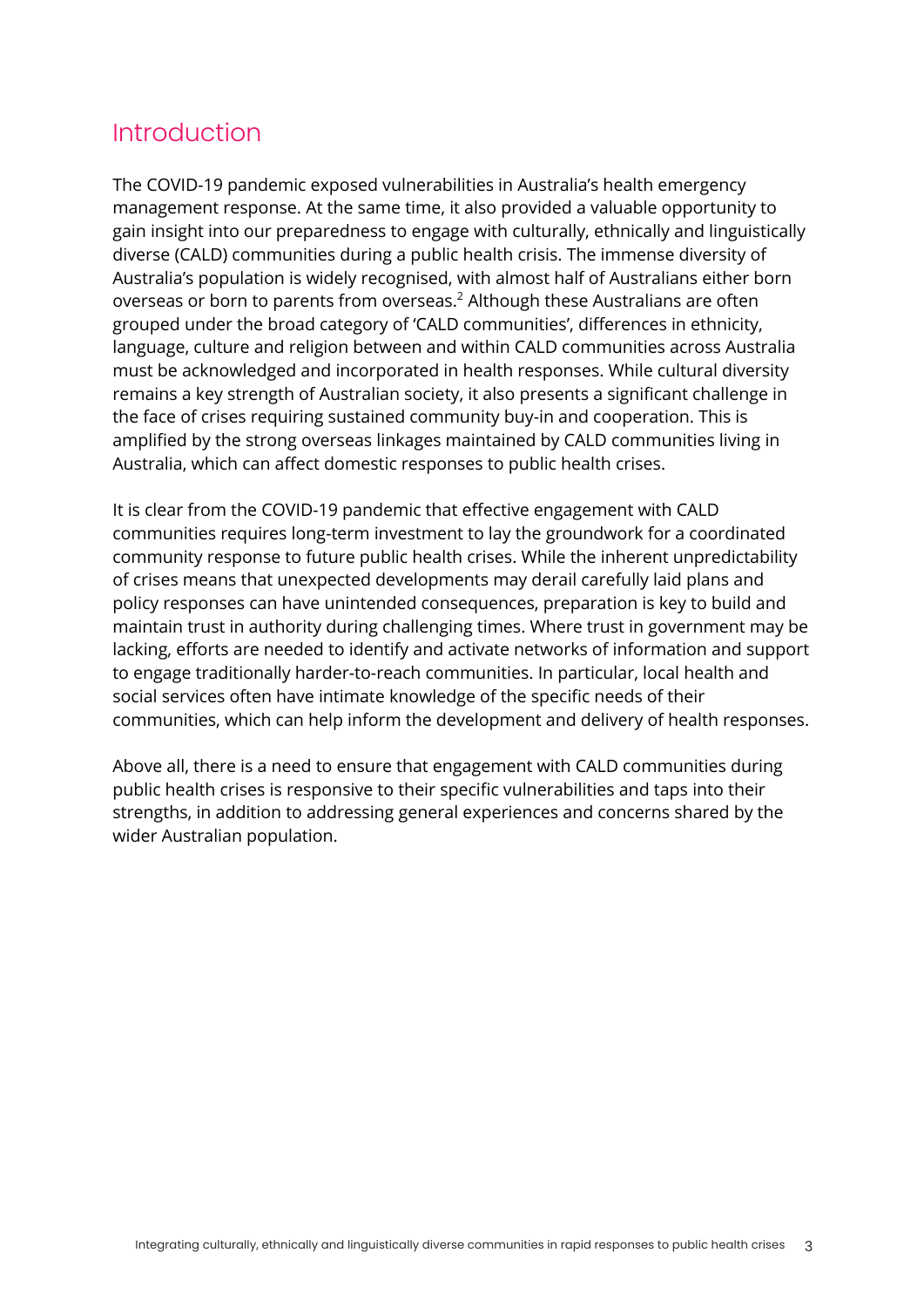## Introduction

The COVID-19 pandemic exposed vulnerabilities in Australia's health emergency management response. At the same time, it also provided a valuable opportunity to gain insight into our preparedness to engage with culturally, ethnically and linguistically diverse (CALD) communities during a public health crisis. The immense diversity of Australia's population is widely recognised, with almost half of Australians either born overseas or born to parents from overseas.[2] Although these Australians are often grouped under the broad category of 'CALD communities', differences in ethnicity, language, culture and religion between and within CALD communities across Australia must be acknowledged and incorporated in health responses. While cultural diversity remains a key strength of Australian society, it also presents a significant challenge in the face of crises requiring sustained community buy-in and cooperation. This is amplified by the strong overseas linkages maintained by CALD communities living in Australia, which can affect domestic responses to public health crises.

It is clear from the COVID-19 pandemic that effective engagement with CALD communities requires long-term investment to lay the groundwork for a coordinated community response to future public health crises. While the inherent unpredictability of crises means that unexpected developments may derail carefully laid plans and policy responses can have unintended consequences, preparation is key to build and maintain trust in authority during challenging times. Where trust in government may be lacking, efforts are needed to identify and activate networks of information and support to engage traditionally harder-to-reach communities. In particular, local health and social services often have intimate knowledge of the specific needs of their communities, which can help inform the development and delivery of health responses.

Above all, there is a need to ensure that engagement with CALD communities during public health crises is responsive to their specific vulnerabilities and taps into their strengths, in addition to addressing general experiences and concerns shared by the wider Australian population.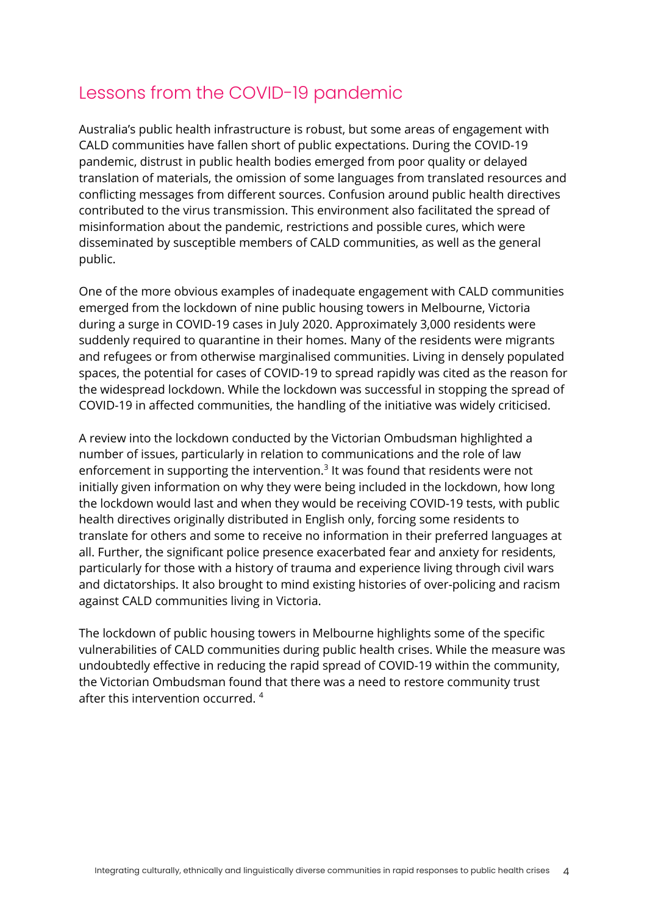## Lessons from the COVID-19 pandemic

Australia's public health infrastructure is robust, but some areas of engagement with CALD communities have fallen short of public expectations. During the COVID-19 pandemic, distrust in public health bodies emerged from poor quality or delayed translation of materials, the omission of some languages from translated resources and conflicting messages from different sources. Confusion around public health directives contributed to the virus transmission. This environment also facilitated the spread of misinformation about the pandemic, restrictions and possible cures, which were disseminated by susceptible members of CALD communities, as well as the general public.

One of the more obvious examples of inadequate engagement with CALD communities emerged from the lockdown of nine public housing towers in Melbourne, Victoria during a surge in COVID-19 cases in July 2020. Approximately 3,000 residents were suddenly required to quarantine in their homes. Many of the residents were migrants and refugees or from otherwise marginalised communities. Living in densely populated spaces, the potential for cases of COVID-19 to spread rapidly was cited as the reason for the widespread lockdown. While the lockdown was successful in stopping the spread of COVID-19 in affected communities, the handling of the initiative was widely criticised.

A review into the lockdown conducted by the Victorian Ombudsman highlighted a number of issues, particularly in relation to communications and the role of law enforcement in supporting the intervention.[3] It was found that residents were not initially given information on why they were being included in the lockdown, how long the lockdown would last and when they would be receiving COVID-19 tests, with public health directives originally distributed in English only, forcing some residents to translate for others and some to receive no information in their preferred languages at all. Further, the significant police presence exacerbated fear and anxiety for residents, particularly for those with a history of trauma and experience living through civil wars and dictatorships. It also brought to mind existing histories of over-policing and racism against CALD communities living in Victoria.

The lockdown of public housing towers in Melbourne highlights some of the specific vulnerabilities of CALD communities during public health crises. While the measure was undoubtedly effective in reducing the rapid spread of COVID-19 within the community, the Victorian Ombudsman found that there was a need to restore community trust after this intervention occurred. [4]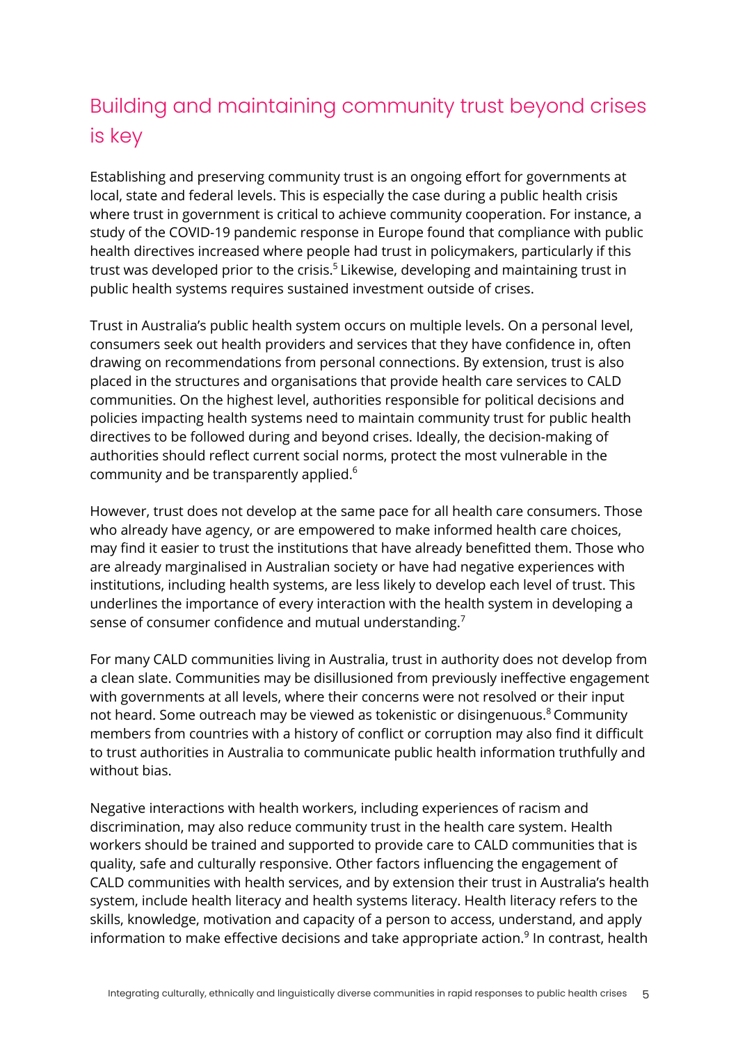## Building and maintaining community trust beyond crises is key

Establishing and preserving community trust is an ongoing effort for governments at local, state and federal levels. This is especially the case during a public health crisis where trust in government is critical to achieve community cooperation. For instance, a study of the COVID-19 pandemic response in Europe found that compliance with public health directives increased where people had trust in policymakers, particularly if this trust was developed prior to the crisis.[5] Likewise, developing and maintaining trust in public health systems requires sustained investment outside of crises.

Trust in Australia's public health system occurs on multiple levels. On a personal level, consumers seek out health providers and services that they have confidence in, often drawing on recommendations from personal connections. By extension, trust is also placed in the structures and organisations that provide health care services to CALD communities. On the highest level, authorities responsible for political decisions and policies impacting health systems need to maintain community trust for public health directives to be followed during and beyond crises. Ideally, the decision-making of authorities should reflect current social norms, protect the most vulnerable in the community and be transparently applied.[6]

However, trust does not develop at the same pace for all health care consumers. Those who already have agency, or are empowered to make informed health care choices, may find it easier to trust the institutions that have already benefitted them. Those who are already marginalised in Australian society or have had negative experiences with institutions, including health systems, are less likely to develop each level of trust. This underlines the importance of every interaction with the health system in developing a sense of consumer confidence and mutual understanding.[7]

For many CALD communities living in Australia, trust in authority does not develop from a clean slate. Communities may be disillusioned from previously ineffective engagement with governments at all levels, where their concerns were not resolved or their input not heard. Some outreach may be viewed as tokenistic or disingenuous.[8] Community members from countries with a history of conflict or corruption may also find it difficult to trust authorities in Australia to communicate public health information truthfully and without bias.

Negative interactions with health workers, including experiences of racism and discrimination, may also reduce community trust in the health care system. Health workers should be trained and supported to provide care to CALD communities that is quality, safe and culturally responsive. Other factors influencing the engagement of CALD communities with health services, and by extension their trust in Australia's health system, include health literacy and health systems literacy. Health literacy refers to the skills, knowledge, motivation and capacity of a person to access, understand, and apply information to make effective decisions and take appropriate action.[9] In contrast, health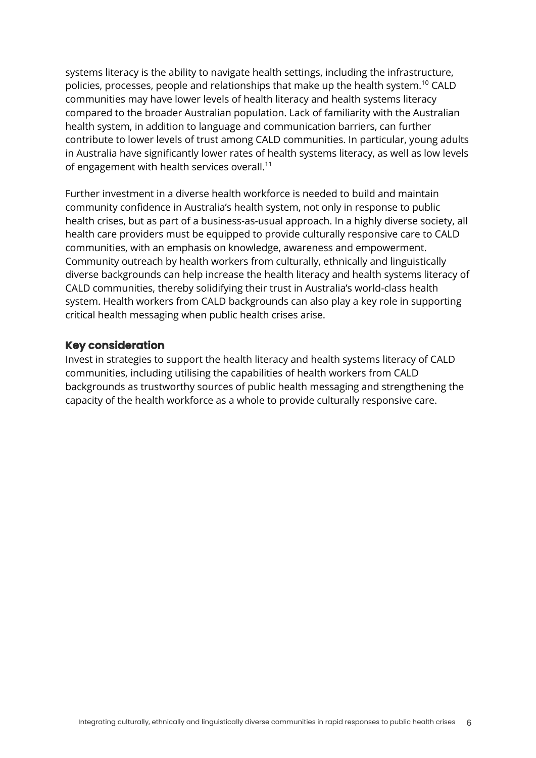systems literacy is the ability to navigate health settings, including the infrastructure, policies, processes, people and relationships that make up the health system.[10] CALD communities may have lower levels of health literacy and health systems literacy compared to the broader Australian population. Lack of familiarity with the Australian health system, in addition to language and communication barriers, can further contribute to lower levels of trust among CALD communities. In particular, young adults in Australia have significantly lower rates of health systems literacy, as well as low levels of engagement with health services overall.[11]

Further investment in a diverse health workforce is needed to build and maintain community confidence in Australia's health system, not only in response to public health crises, but as part of a business-as-usual approach. In a highly diverse society, all health care providers must be equipped to provide culturally responsive care to CALD communities, with an emphasis on knowledge, awareness and empowerment. Community outreach by health workers from culturally, ethnically and linguistically diverse backgrounds can help increase the health literacy and health systems literacy of CALD communities, thereby solidifying their trust in Australia's world-class health system. Health workers from CALD backgrounds can also play a key role in supporting critical health messaging when public health crises arise.

### Key consideration

Invest in strategies to support the health literacy and health systems literacy of CALD communities, including utilising the capabilities of health workers from CALD backgrounds as trustworthy sources of public health messaging and strengthening the capacity of the health workforce as a whole to provide culturally responsive care.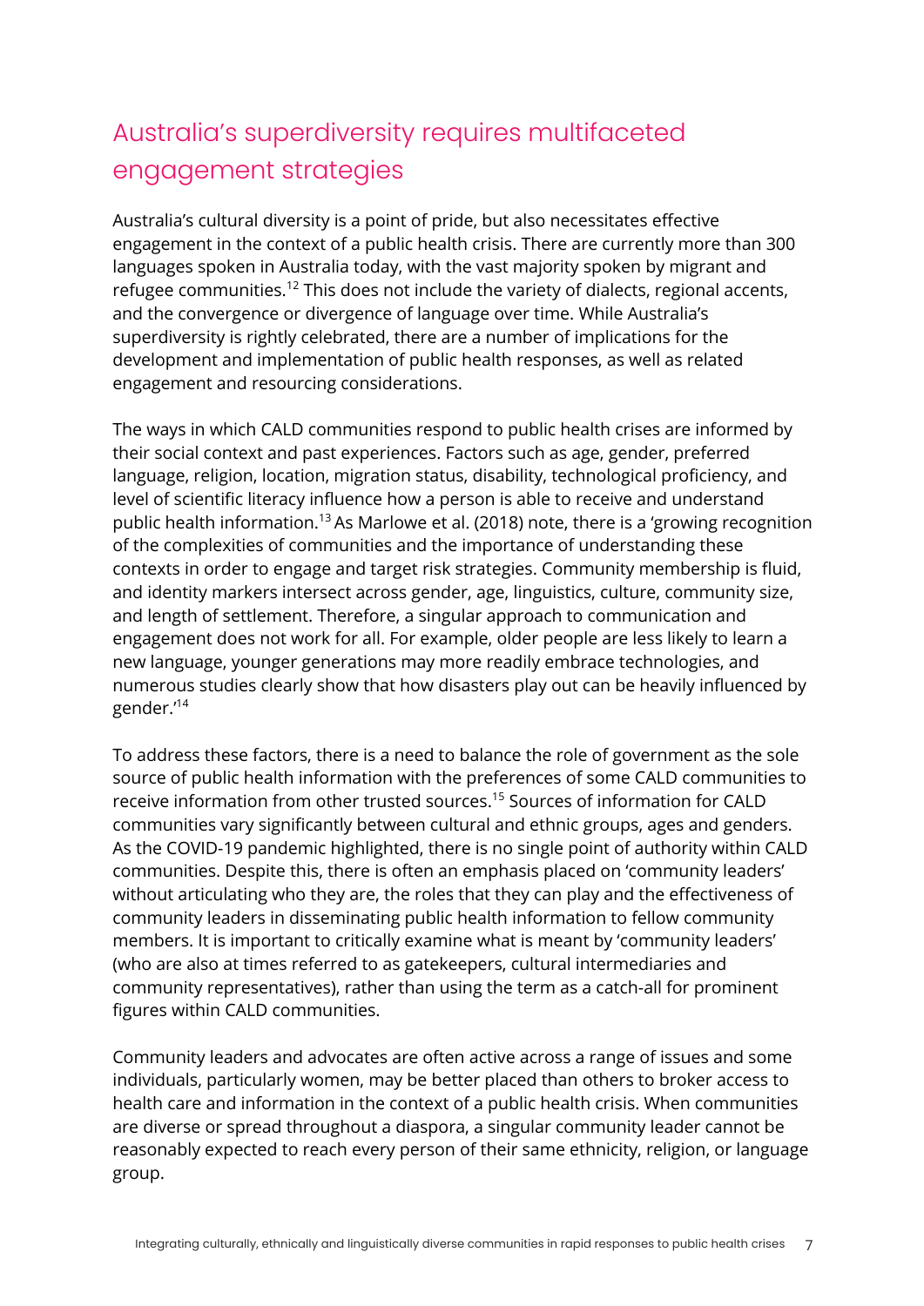## Australia's superdiversity requires multifaceted engagement strategies

Australia's cultural diversity is a point of pride, but also necessitates effective engagement in the context of a public health crisis. There are currently more than 300 languages spoken in Australia today, with the vast majority spoken by migrant and refugee communities.[12] This does not include the variety of dialects, regional accents, and the convergence or divergence of language over time. While Australia's superdiversity is rightly celebrated, there are a number of implications for the development and implementation of public health responses, as well as related engagement and resourcing considerations.

The ways in which CALD communities respond to public health crises are informed by their social context and past experiences. Factors such as age, gender, preferred language, religion, location, migration status, disability, technological proficiency, and level of scientific literacy influence how a person is able to receive and understand public health information.[13] As Marlowe et al. (2018) note, there is a 'growing recognition of the complexities of communities and the importance of understanding these contexts in order to engage and target risk strategies. Community membership is fluid, and identity markers intersect across gender, age, linguistics, culture, community size, and length of settlement. Therefore, a singular approach to communication and engagement does not work for all. For example, older people are less likely to learn a new language, younger generations may more readily embrace technologies, and numerous studies clearly show that how disasters play out can be heavily influenced by gender.'[14]

To address these factors, there is a need to balance the role of government as the sole source of public health information with the preferences of some CALD communities to receive information from other trusted sources.[15] Sources of information for CALD communities vary significantly between cultural and ethnic groups, ages and genders. As the COVID-19 pandemic highlighted, there is no single point of authority within CALD communities. Despite this, there is often an emphasis placed on 'community leaders' without articulating who they are, the roles that they can play and the effectiveness of community leaders in disseminating public health information to fellow community members. It is important to critically examine what is meant by 'community leaders' (who are also at times referred to as gatekeepers, cultural intermediaries and community representatives), rather than using the term as a catch-all for prominent figures within CALD communities.

Community leaders and advocates are often active across a range of issues and some individuals, particularly women, may be better placed than others to broker access to health care and information in the context of a public health crisis. When communities are diverse or spread throughout a diaspora, a singular community leader cannot be reasonably expected to reach every person of their same ethnicity, religion, or language group.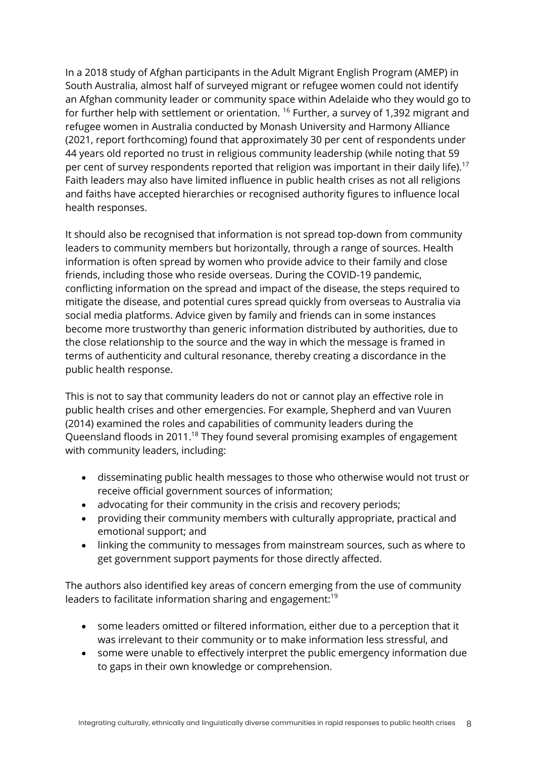In a 2018 study of Afghan participants in the Adult Migrant English Program (AMEP) in South Australia, almost half of surveyed migrant or refugee women could not identify an Afghan community leader or community space within Adelaide who they would go to for further help with settlement or orientation. [16] Further, a survey of 1,392 migrant and refugee women in Australia conducted by Monash University and Harmony Alliance (2021, report forthcoming) found that approximately 30 per cent of respondents under 44 years old reported no trust in religious community leadership (while noting that 59 per cent of survey respondents reported that religion was important in their daily life).[17] Faith leaders may also have limited influence in public health crises as not all religions and faiths have accepted hierarchies or recognised authority figures to influence local health responses.

It should also be recognised that information is not spread top-down from community leaders to community members but horizontally, through a range of sources. Health information is often spread by women who provide advice to their family and close friends, including those who reside overseas. During the COVID-19 pandemic, conflicting information on the spread and impact of the disease, the steps required to mitigate the disease, and potential cures spread quickly from overseas to Australia via social media platforms. Advice given by family and friends can in some instances become more trustworthy than generic information distributed by authorities, due to the close relationship to the source and the way in which the message is framed in terms of authenticity and cultural resonance, thereby creating a discordance in the public health response.

This is not to say that community leaders do not or cannot play an effective role in public health crises and other emergencies. For example, Shepherd and van Vuuren (2014) examined the roles and capabilities of community leaders during the Queensland floods in 2011.[18] They found several promising examples of engagement with community leaders, including:

- disseminating public health messages to those who otherwise would not trust or receive official government sources of information;
- advocating for their community in the crisis and recovery periods;
- providing their community members with culturally appropriate, practical and emotional support; and
- linking the community to messages from mainstream sources, such as where to get government support payments for those directly affected.

The authors also identified key areas of concern emerging from the use of community leaders to facilitate information sharing and engagement:[19]

- some leaders omitted or filtered information, either due to a perception that it was irrelevant to their community or to make information less stressful, and
- some were unable to effectively interpret the public emergency information due to gaps in their own knowledge or comprehension.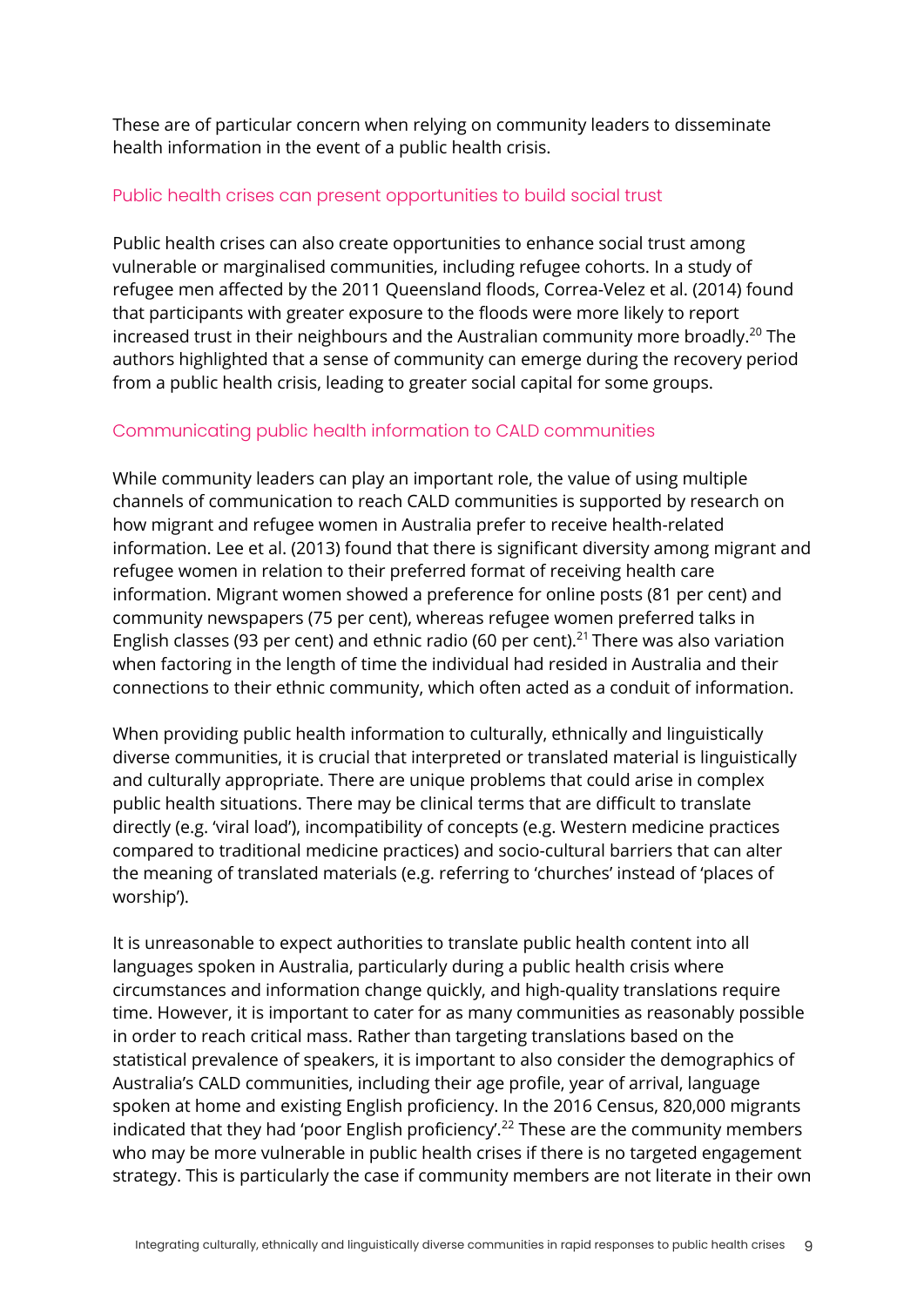These are of particular concern when relying on community leaders to disseminate health information in the event of a public health crisis.

### Public health crises can present opportunities to build social trust

Public health crises can also create opportunities to enhance social trust among vulnerable or marginalised communities, including refugee cohorts. In a study of refugee men affected by the 2011 Queensland floods, Correa-Velez et al. (2014) found that participants with greater exposure to the floods were more likely to report increased trust in their neighbours and the Australian community more broadly.[20] The authors highlighted that a sense of community can emerge during the recovery period from a public health crisis, leading to greater social capital for some groups.

### Communicating public health information to CALD communities

While community leaders can play an important role, the value of using multiple channels of communication to reach CALD communities is supported by research on how migrant and refugee women in Australia prefer to receive health-related information. Lee et al. (2013) found that there is significant diversity among migrant and refugee women in relation to their preferred format of receiving health care information. Migrant women showed a preference for online posts (81 per cent) and community newspapers (75 per cent), whereas refugee women preferred talks in English classes (93 per cent) and ethnic radio (60 per cent).[21] There was also variation when factoring in the length of time the individual had resided in Australia and their connections to their ethnic community, which often acted as a conduit of information.

When providing public health information to culturally, ethnically and linguistically diverse communities, it is crucial that interpreted or translated material is linguistically and culturally appropriate. There are unique problems that could arise in complex public health situations. There may be clinical terms that are difficult to translate directly (e.g. 'viral load'), incompatibility of concepts (e.g. Western medicine practices compared to traditional medicine practices) and socio-cultural barriers that can alter the meaning of translated materials (e.g. referring to 'churches' instead of 'places of worship').

It is unreasonable to expect authorities to translate public health content into all languages spoken in Australia, particularly during a public health crisis where circumstances and information change quickly, and high-quality translations require time. However, it is important to cater for as many communities as reasonably possible in order to reach critical mass. Rather than targeting translations based on the statistical prevalence of speakers, it is important to also consider the demographics of Australia's CALD communities, including their age profile, year of arrival, language spoken at home and existing English proficiency. In the 2016 Census, 820,000 migrants indicated that they had 'poor English proficiency'.[22] These are the community members who may be more vulnerable in public health crises if there is no targeted engagement strategy. This is particularly the case if community members are not literate in their own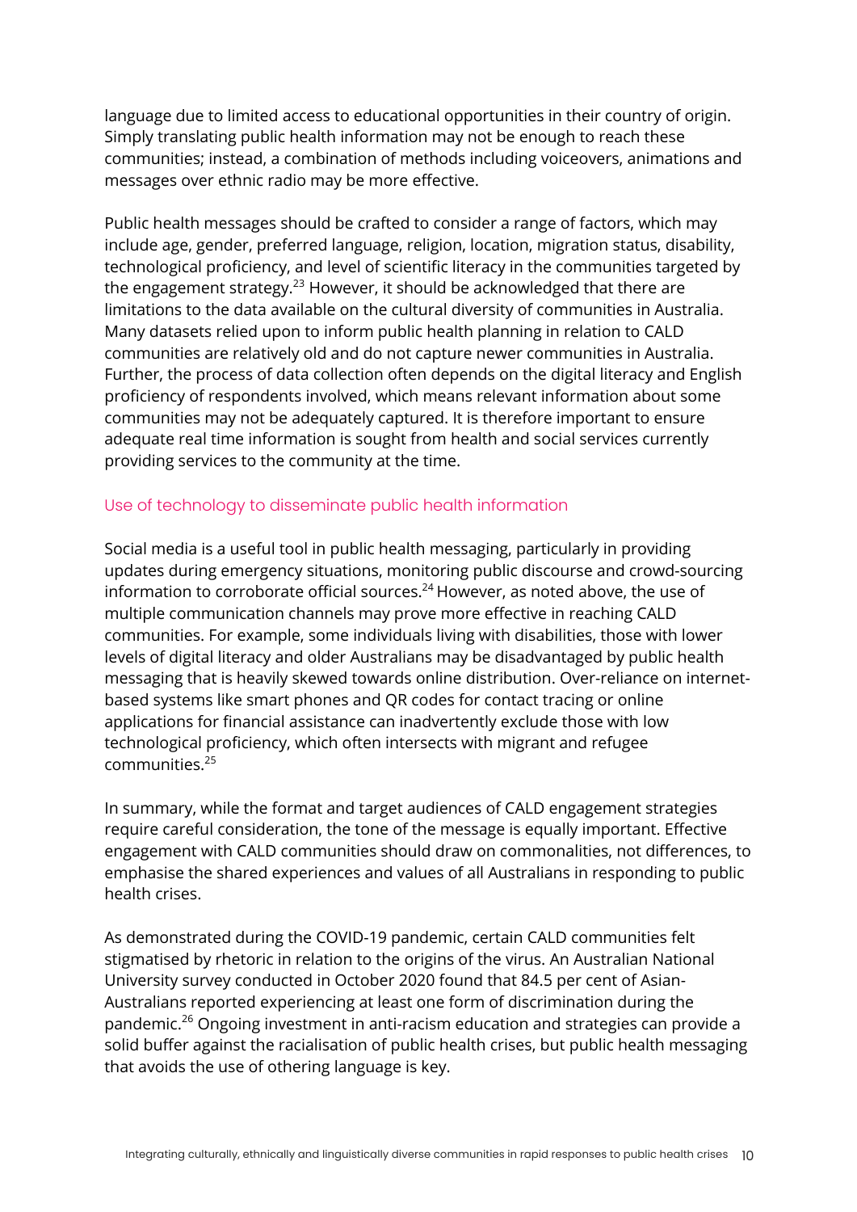language due to limited access to educational opportunities in their country of origin. Simply translating public health information may not be enough to reach these communities; instead, a combination of methods including voiceovers, animations and messages over ethnic radio may be more effective.

Public health messages should be crafted to consider a range of factors, which may include age, gender, preferred language, religion, location, migration status, disability, technological proficiency, and level of scientific literacy in the communities targeted by the engagement strategy.[23] However, it should be acknowledged that there are limitations to the data available on the cultural diversity of communities in Australia. Many datasets relied upon to inform public health planning in relation to CALD communities are relatively old and do not capture newer communities in Australia. Further, the process of data collection often depends on the digital literacy and English proficiency of respondents involved, which means relevant information about some communities may not be adequately captured. It is therefore important to ensure adequate real time information is sought from health and social services currently providing services to the community at the time.

### Use of technology to disseminate public health information

Social media is a useful tool in public health messaging, particularly in providing updates during emergency situations, monitoring public discourse and crowd-sourcing information to corroborate official sources.[24] However, as noted above, the use of multiple communication channels may prove more effective in reaching CALD communities. For example, some individuals living with disabilities, those with lower levels of digital literacy and older Australians may be disadvantaged by public health messaging that is heavily skewed towards online distribution. Over-reliance on internet-based systems like smart phones and QR codes for contact tracing or online applications for financial assistance can inadvertently exclude those with low technological proficiency, which often intersects with migrant and refugee communities.[25]

In summary, while the format and target audiences of CALD engagement strategies require careful consideration, the tone of the message is equally important. Effective engagement with CALD communities should draw on commonalities, not differences, to emphasise the shared experiences and values of all Australians in responding to public health crises.

As demonstrated during the COVID-19 pandemic, certain CALD communities felt stigmatised by rhetoric in relation to the origins of the virus. An Australian National University survey conducted in October 2020 found that 84.5 per cent of Asian-Australians reported experiencing at least one form of discrimination during the pandemic.[26] Ongoing investment in anti-racism education and strategies can provide a solid buffer against the racialisation of public health crises, but public health messaging that avoids the use of othering language is key.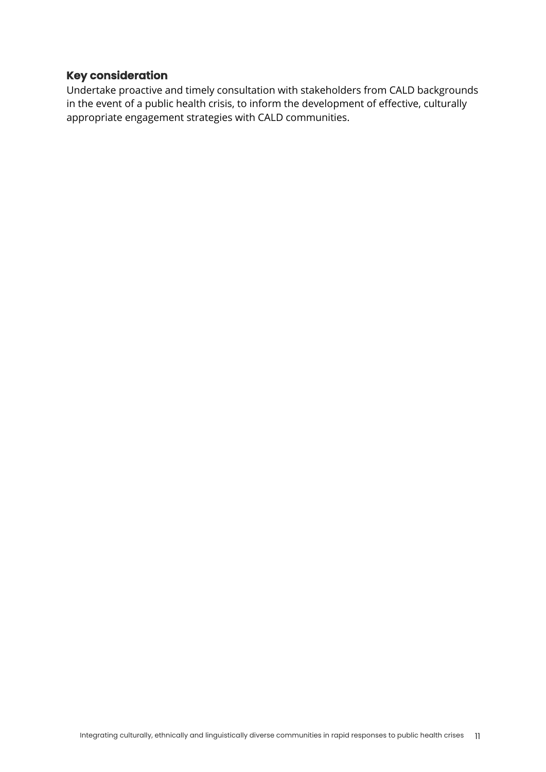### Key consideration

Undertake proactive and timely consultation with stakeholders from CALD backgrounds in the event of a public health crisis, to inform the development of effective, culturally appropriate engagement strategies with CALD communities.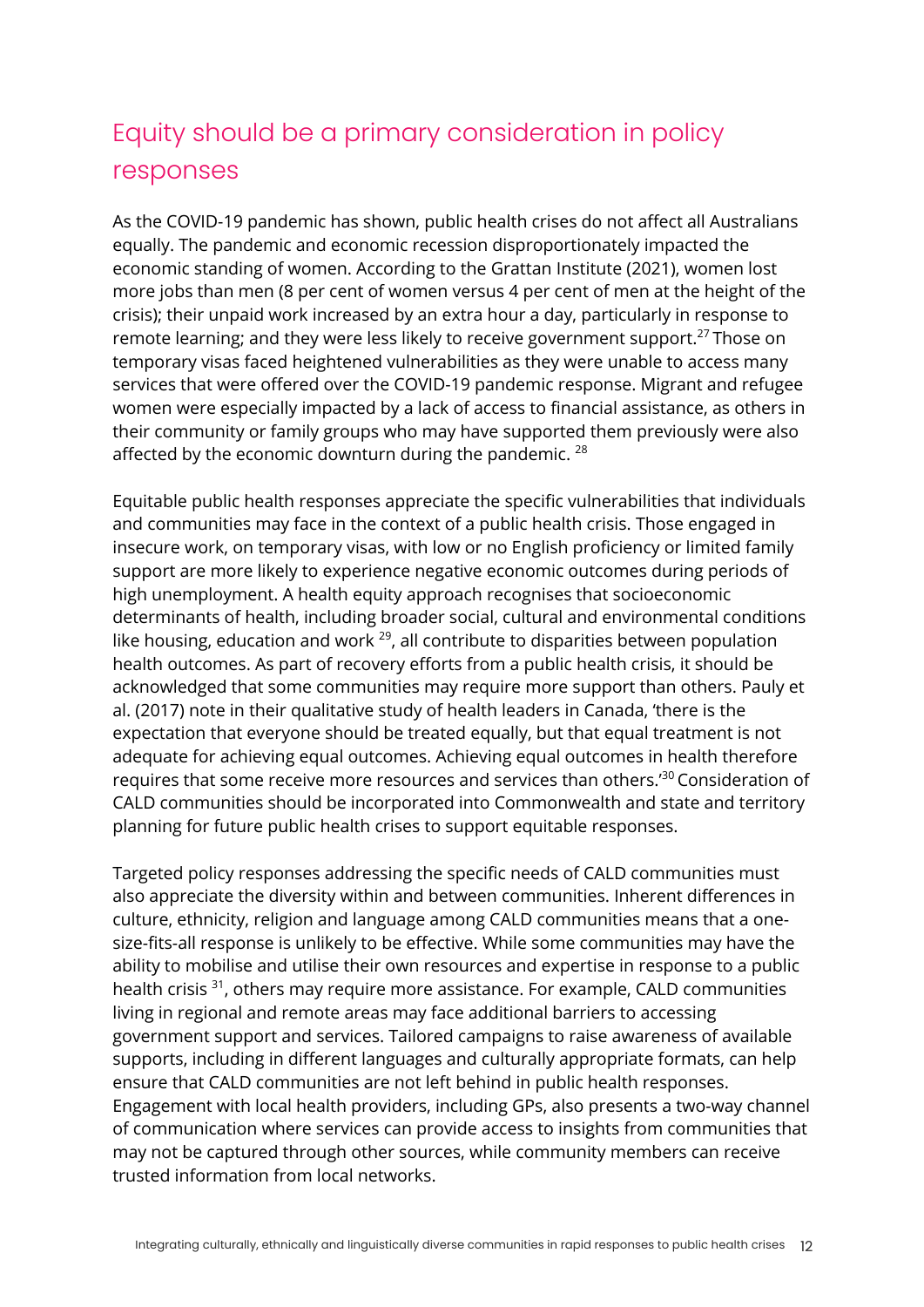## Equity should be a primary consideration in policy responses

As the COVID-19 pandemic has shown, public health crises do not affect all Australians equally. The pandemic and economic recession disproportionately impacted the economic standing of women. According to the Grattan Institute (2021), women lost more jobs than men (8 per cent of women versus 4 per cent of men at the height of the crisis); their unpaid work increased by an extra hour a day, particularly in response to remote learning; and they were less likely to receive government support.[27] Those on temporary visas faced heightened vulnerabilities as they were unable to access many services that were offered over the COVID-19 pandemic response. Migrant and refugee women were especially impacted by a lack of access to financial assistance, as others in their community or family groups who may have supported them previously were also affected by the economic downturn during the pandemic. [28]

Equitable public health responses appreciate the specific vulnerabilities that individuals and communities may face in the context of a public health crisis. Those engaged in insecure work, on temporary visas, with low or no English proficiency or limited family support are more likely to experience negative economic outcomes during periods of high unemployment. A health equity approach recognises that socioeconomic determinants of health, including broader social, cultural and environmental conditions like housing, education and work [29], all contribute to disparities between population health outcomes. As part of recovery efforts from a public health crisis, it should be acknowledged that some communities may require more support than others. Pauly et al. (2017) note in their qualitative study of health leaders in Canada, 'there is the expectation that everyone should be treated equally, but that equal treatment is not adequate for achieving equal outcomes. Achieving equal outcomes in health therefore requires that some receive more resources and services than others.'[30] Consideration of CALD communities should be incorporated into Commonwealth and state and territory planning for future public health crises to support equitable responses.

Targeted policy responses addressing the specific needs of CALD communities must also appreciate the diversity within and between communities. Inherent differences in culture, ethnicity, religion and language among CALD communities means that a one-size-fits-all response is unlikely to be effective. While some communities may have the ability to mobilise and utilise their own resources and expertise in response to a public health crisis [31], others may require more assistance. For example, CALD communities living in regional and remote areas may face additional barriers to accessing government support and services. Tailored campaigns to raise awareness of available supports, including in different languages and culturally appropriate formats, can help ensure that CALD communities are not left behind in public health responses. Engagement with local health providers, including GPs, also presents a two-way channel of communication where services can provide access to insights from communities that may not be captured through other sources, while community members can receive trusted information from local networks.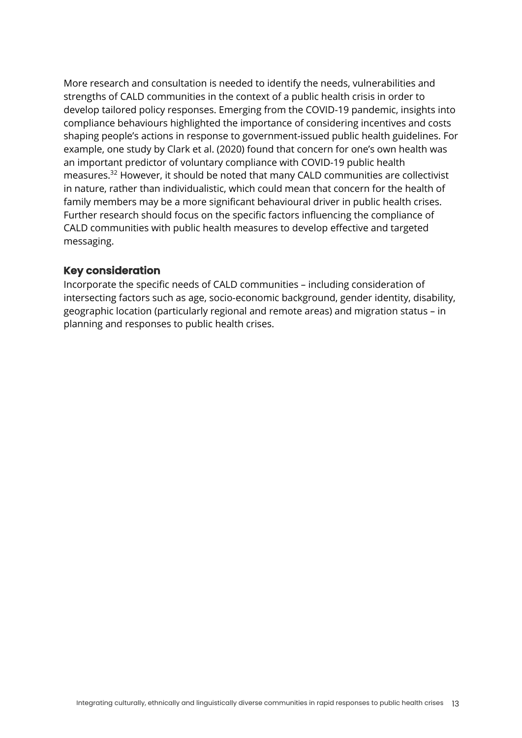More research and consultation is needed to identify the needs, vulnerabilities and strengths of CALD communities in the context of a public health crisis in order to develop tailored policy responses. Emerging from the COVID-19 pandemic, insights into compliance behaviours highlighted the importance of considering incentives and costs shaping people's actions in response to government-issued public health guidelines. For example, one study by Clark et al. (2020) found that concern for one's own health was an important predictor of voluntary compliance with COVID-19 public health measures.[32] However, it should be noted that many CALD communities are collectivist in nature, rather than individualistic, which could mean that concern for the health of family members may be a more significant behavioural driver in public health crises. Further research should focus on the specific factors influencing the compliance of CALD communities with public health measures to develop effective and targeted messaging.

### Key consideration

Incorporate the specific needs of CALD communities – including consideration of intersecting factors such as age, socio-economic background, gender identity, disability, geographic location (particularly regional and remote areas) and migration status – in planning and responses to public health crises.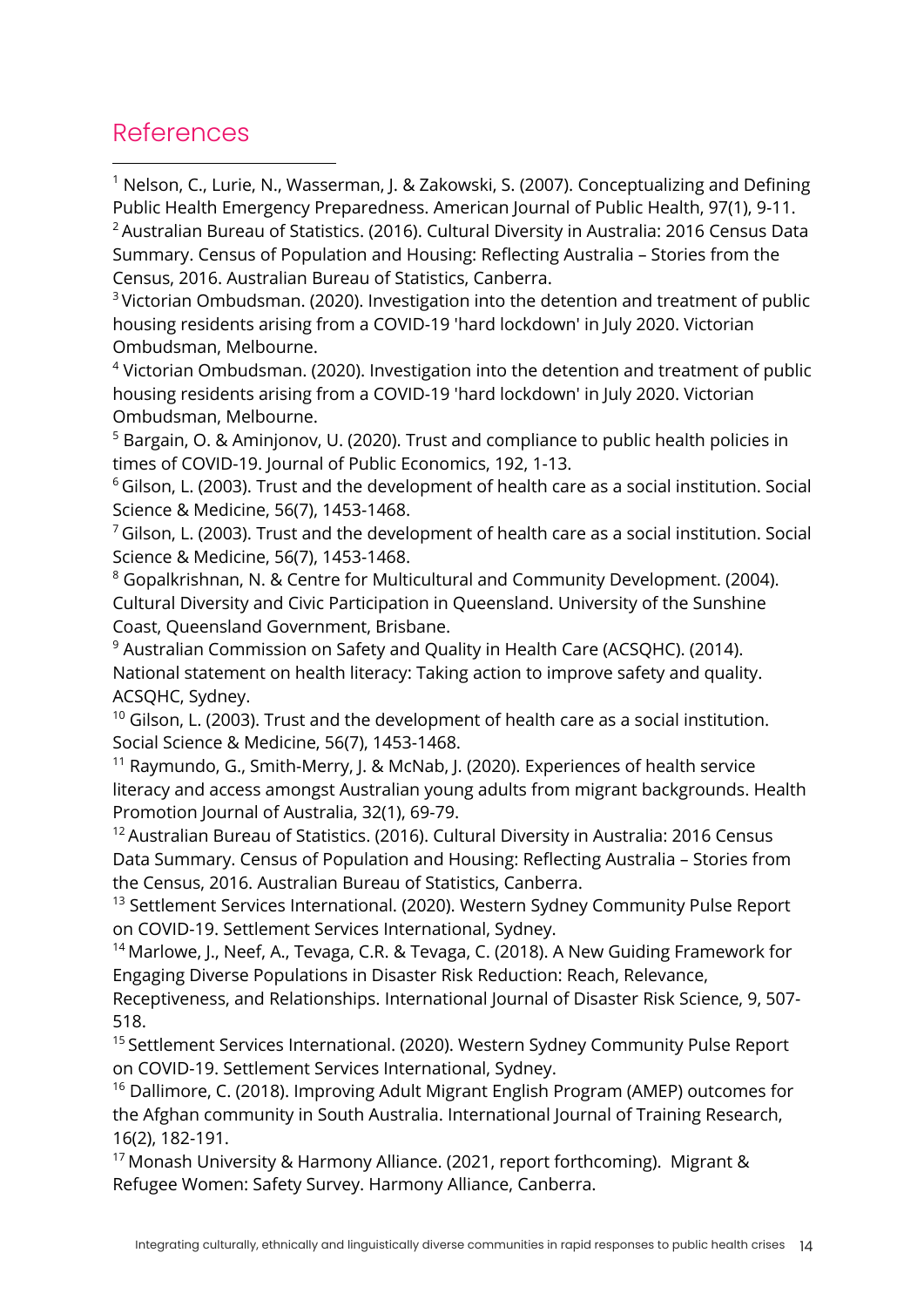## References

[1] Nelson, C., Lurie, N., Wasserman, J. & Zakowski, S. (2007). Conceptualizing and Defining Public Health Emergency Preparedness. American Journal of Public Health, 97(1), 9-11.

[2] Australian Bureau of Statistics. (2016). Cultural Diversity in Australia: 2016 Census Data Summary. Census of Population and Housing: Reflecting Australia – Stories from the Census, 2016. Australian Bureau of Statistics, Canberra.

[3] Victorian Ombudsman. (2020). Investigation into the detention and treatment of public housing residents arising from a COVID-19 'hard lockdown' in July 2020. Victorian Ombudsman, Melbourne.

[4] Victorian Ombudsman. (2020). Investigation into the detention and treatment of public housing residents arising from a COVID-19 'hard lockdown' in July 2020. Victorian Ombudsman, Melbourne.

[5] Bargain, O. & Aminjonov, U. (2020). Trust and compliance to public health policies in times of COVID-19. Journal of Public Economics, 192, 1-13.

[6] Gilson, L. (2003). Trust and the development of health care as a social institution. Social Science & Medicine, 56(7), 1453-1468.

[7] Gilson, L. (2003). Trust and the development of health care as a social institution. Social Science & Medicine, 56(7), 1453-1468.

[8] Gopalkrishnan, N. & Centre for Multicultural and Community Development. (2004). Cultural Diversity and Civic Participation in Queensland. University of the Sunshine Coast, Queensland Government, Brisbane.

[9] Australian Commission on Safety and Quality in Health Care (ACSQHC). (2014). National statement on health literacy: Taking action to improve safety and quality. ACSQHC, Sydney.

[10] Gilson, L. (2003). Trust and the development of health care as a social institution. Social Science & Medicine, 56(7), 1453-1468.

[11] Raymundo, G., Smith-Merry, J. & McNab, J. (2020). Experiences of health service literacy and access amongst Australian young adults from migrant backgrounds. Health Promotion Journal of Australia, 32(1), 69-79.

[12] Australian Bureau of Statistics. (2016). Cultural Diversity in Australia: 2016 Census Data Summary. Census of Population and Housing: Reflecting Australia – Stories from the Census, 2016. Australian Bureau of Statistics, Canberra.

[13] Settlement Services International. (2020). Western Sydney Community Pulse Report on COVID-19. Settlement Services International, Sydney.

[14] Marlowe, J., Neef, A., Tevaga, C.R. & Tevaga, C. (2018). A New Guiding Framework for Engaging Diverse Populations in Disaster Risk Reduction: Reach, Relevance, Receptiveness, and Relationships. International Journal of Disaster Risk Science, 9, 507-518.

[15] Settlement Services International. (2020). Western Sydney Community Pulse Report on COVID-19. Settlement Services International, Sydney.

[16] Dallimore, C. (2018). Improving Adult Migrant English Program (AMEP) outcomes for the Afghan community in South Australia. International Journal of Training Research, 16(2), 182-191.

[17] Monash University & Harmony Alliance. (2021, report forthcoming). Migrant & Refugee Women: Safety Survey. Harmony Alliance, Canberra.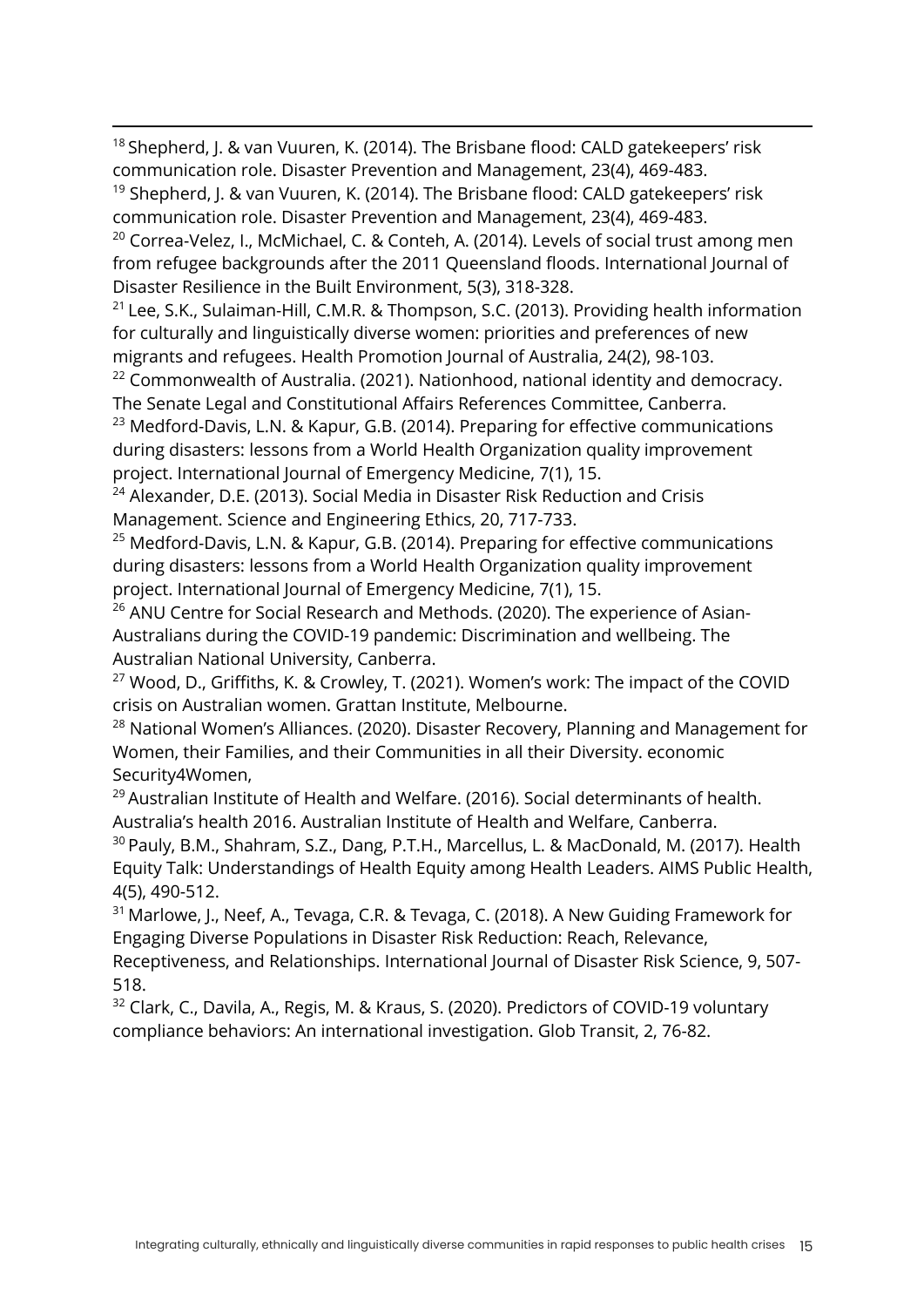[18] Shepherd, J. & van Vuuren, K. (2014). The Brisbane flood: CALD gatekeepers' risk communication role. Disaster Prevention and Management, 23(4), 469-483.

[19] Shepherd, J. & van Vuuren, K. (2014). The Brisbane flood: CALD gatekeepers' risk communication role. Disaster Prevention and Management, 23(4), 469-483.

[20] Correa-Velez, I., McMichael, C. & Conteh, A. (2014). Levels of social trust among men from refugee backgrounds after the 2011 Queensland floods. International Journal of Disaster Resilience in the Built Environment, 5(3), 318-328.

[21] Lee, S.K., Sulaiman-Hill, C.M.R. & Thompson, S.C. (2013). Providing health information for culturally and linguistically diverse women: priorities and preferences of new migrants and refugees. Health Promotion Journal of Australia, 24(2), 98-103.

[22] Commonwealth of Australia. (2021). Nationhood, national identity and democracy. The Senate Legal and Constitutional Affairs References Committee, Canberra.

[23] Medford-Davis, L.N. & Kapur, G.B. (2014). Preparing for effective communications during disasters: lessons from a World Health Organization quality improvement project. International Journal of Emergency Medicine, 7(1), 15.

[24] Alexander, D.E. (2013). Social Media in Disaster Risk Reduction and Crisis Management. Science and Engineering Ethics, 20, 717-733.

[25] Medford-Davis, L.N. & Kapur, G.B. (2014). Preparing for effective communications during disasters: lessons from a World Health Organization quality improvement project. International Journal of Emergency Medicine, 7(1), 15.

[26] ANU Centre for Social Research and Methods. (2020). The experience of Asian-Australians during the COVID-19 pandemic: Discrimination and wellbeing. The Australian National University, Canberra.

[27] Wood, D., Griffiths, K. & Crowley, T. (2021). Women's work: The impact of the COVID crisis on Australian women. Grattan Institute, Melbourne.

[28] National Women's Alliances. (2020). Disaster Recovery, Planning and Management for Women, their Families, and their Communities in all their Diversity. economic Security4Women,

[29] Australian Institute of Health and Welfare. (2016). Social determinants of health. Australia's health 2016. Australian Institute of Health and Welfare, Canberra.

[30] Pauly, B.M., Shahram, S.Z., Dang, P.T.H., Marcellus, L. & MacDonald, M. (2017). Health Equity Talk: Understandings of Health Equity among Health Leaders. AIMS Public Health, 4(5), 490-512.

[31] Marlowe, J., Neef, A., Tevaga, C.R. & Tevaga, C. (2018). A New Guiding Framework for Engaging Diverse Populations in Disaster Risk Reduction: Reach, Relevance, Receptiveness, and Relationships. International Journal of Disaster Risk Science, 9, 507-518.

[32] Clark, C., Davila, A., Regis, M. & Kraus, S. (2020). Predictors of COVID-19 voluntary compliance behaviors: An international investigation. Glob Transit, 2, 76-82.